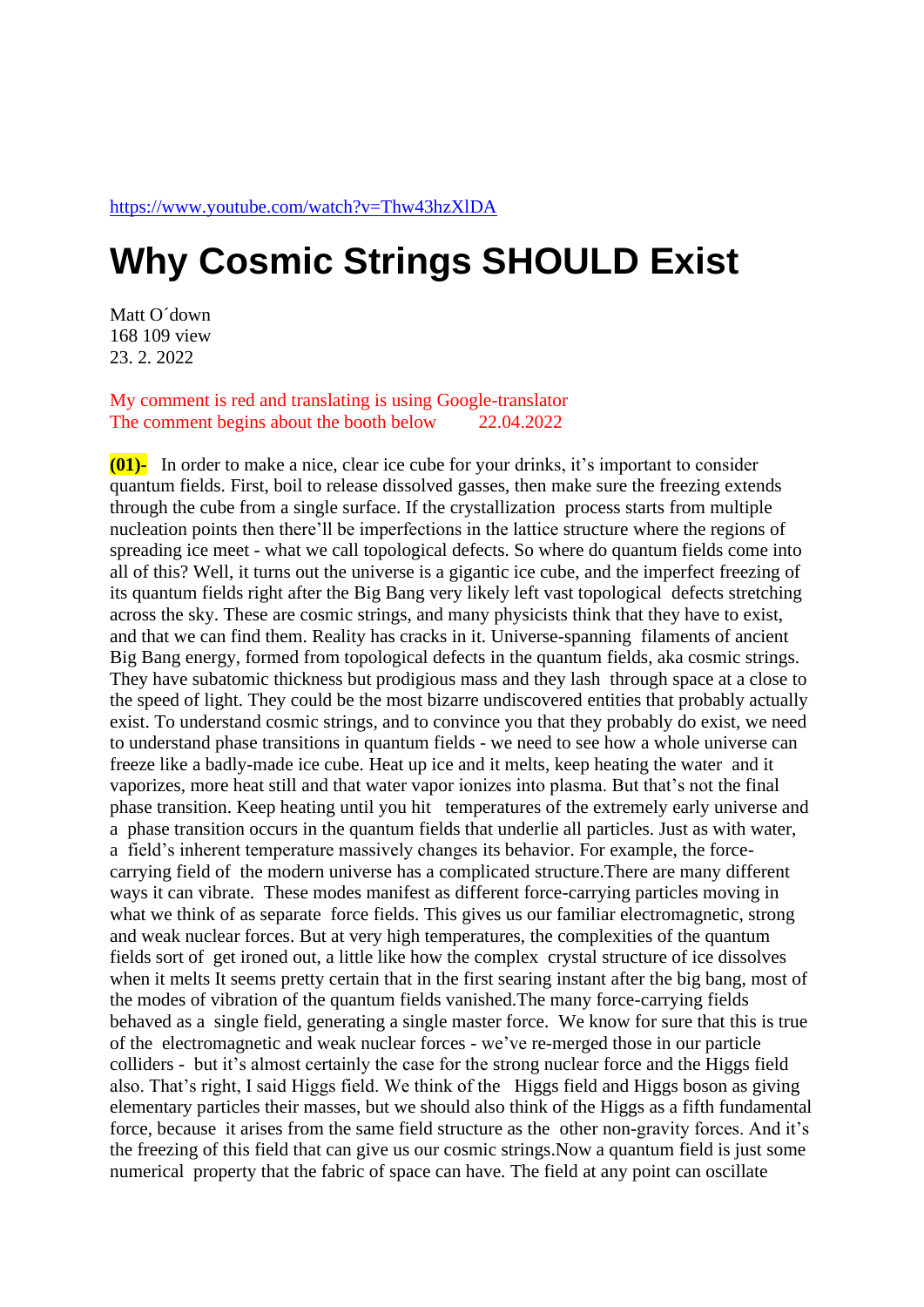https://www.youtube.com/watch?v=Thw43hzXlDA

# Why Cosmic Strings SHOULD Exist

Matt O´down
168 109 view
23. 2. 2022

My comment is red and translating is using Google-translator
The comment begins about the booth below 22.04.2022

**(01)-** In order to make a nice, clear ice cube for your drinks, it's important to consider quantum fields. First, boil to release dissolved gasses, then make sure the freezing extends through the cube from a single surface. If the crystallization process starts from multiple nucleation points then there'll be imperfections in the lattice structure where the regions of spreading ice meet - what we call topological defects. So where do quantum fields come into all of this? Well, it turns out the universe is a gigantic ice cube, and the imperfect freezing of its quantum fields right after the Big Bang very likely left vast topological defects stretching across the sky. These are cosmic strings, and many physicists think that they have to exist, and that we can find them. Reality has cracks in it. Universe-spanning filaments of ancient Big Bang energy, formed from topological defects in the quantum fields, aka cosmic strings. They have subatomic thickness but prodigious mass and they lash through space at a close to the speed of light. They could be the most bizarre undiscovered entities that probably actually exist. To understand cosmic strings, and to convince you that they probably do exist, we need to understand phase transitions in quantum fields - we need to see how a whole universe can freeze like a badly-made ice cube. Heat up ice and it melts, keep heating the water and it vaporizes, more heat still and that water vapor ionizes into plasma. But that's not the final phase transition. Keep heating until you hit temperatures of the extremely early universe and a phase transition occurs in the quantum fields that underlie all particles. Just as with water, a field's inherent temperature massively changes its behavior. For example, the force-carrying field of the modern universe has a complicated structure.There are many different ways it can vibrate. These modes manifest as different force-carrying particles moving in what we think of as separate force fields. This gives us our familiar electromagnetic, strong and weak nuclear forces. But at very high temperatures, the complexities of the quantum fields sort of get ironed out, a little like how the complex crystal structure of ice dissolves when it melts It seems pretty certain that in the first searing instant after the big bang, most of the modes of vibration of the quantum fields vanished.The many force-carrying fields behaved as a single field, generating a single master force. We know for sure that this is true of the electromagnetic and weak nuclear forces - we've re-merged those in our particle colliders - but it's almost certainly the case for the strong nuclear force and the Higgs field also. That's right, I said Higgs field. We think of the Higgs field and Higgs boson as giving elementary particles their masses, but we should also think of the Higgs as a fifth fundamental force, because it arises from the same field structure as the other non-gravity forces. And it's the freezing of this field that can give us our cosmic strings.Now a quantum field is just some numerical property that the fabric of space can have. The field at any point can oscillate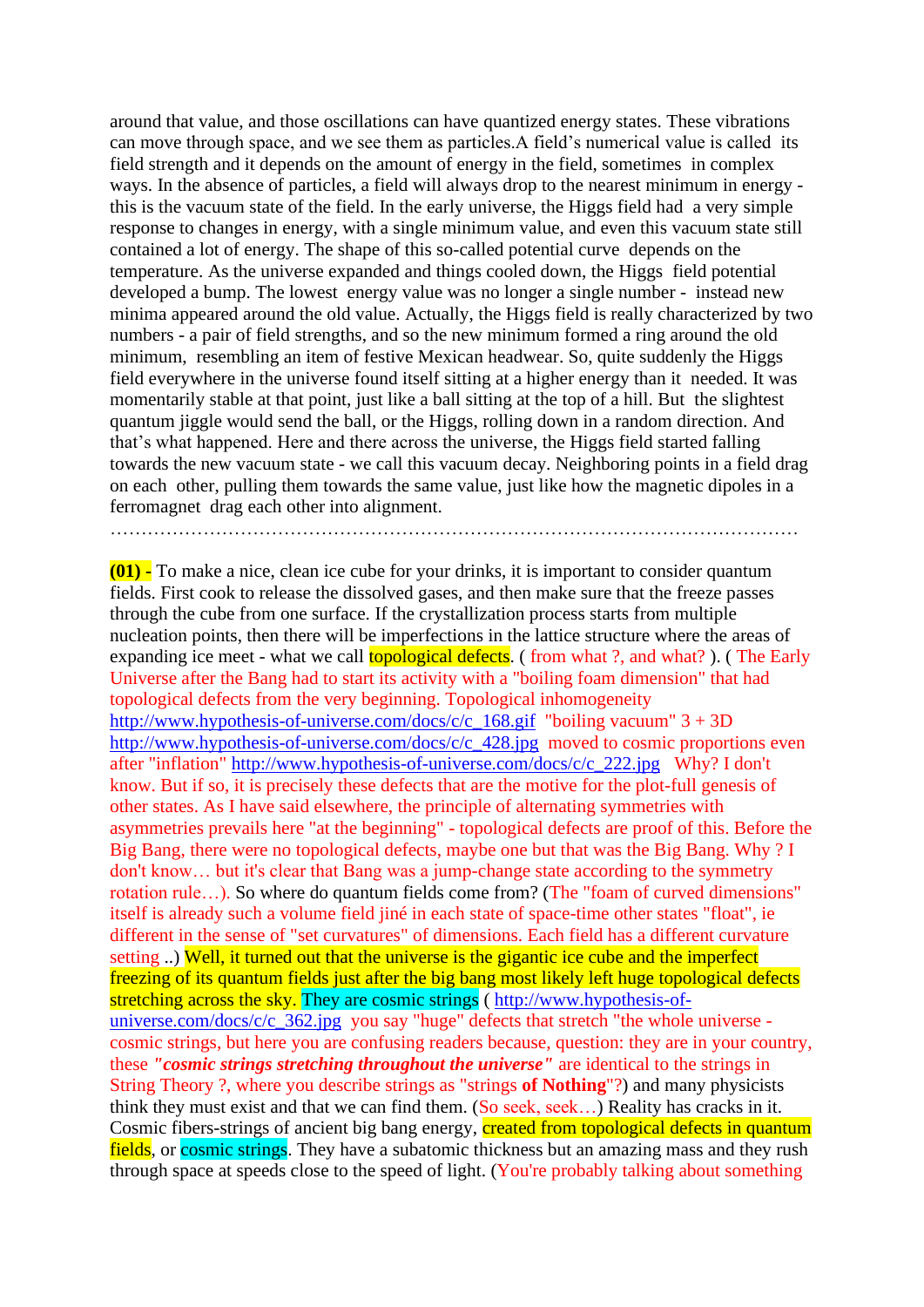around that value, and those oscillations can have quantized energy states. These vibrations can move through space, and we see them as particles.A field's numerical value is called its field strength and it depends on the amount of energy in the field, sometimes in complex ways. In the absence of particles, a field will always drop to the nearest minimum in energy - this is the vacuum state of the field. In the early universe, the Higgs field had a very simple response to changes in energy, with a single minimum value, and even this vacuum state still contained a lot of energy. The shape of this so-called potential curve depends on the temperature. As the universe expanded and things cooled down, the Higgs field potential developed a bump. The lowest energy value was no longer a single number - instead new minima appeared around the old value. Actually, the Higgs field is really characterized by two numbers - a pair of field strengths, and so the new minimum formed a ring around the old minimum, resembling an item of festive Mexican headwear. So, quite suddenly the Higgs field everywhere in the universe found itself sitting at a higher energy than it needed. It was momentarily stable at that point, just like a ball sitting at the top of a hill. But the slightest quantum jiggle would send the ball, or the Higgs, rolling down in a random direction. And that's what happened. Here and there across the universe, the Higgs field started falling towards the new vacuum state - we call this vacuum decay. Neighboring points in a field drag on each other, pulling them towards the same value, just like how the magnetic dipoles in a ferromagnet drag each other into alignment.

…………………………………………………………………………………………………

**(01) -** To make a nice, clean ice cube for your drinks, it is important to consider quantum fields. First cook to release the dissolved gases, and then make sure that the freeze passes through the cube from one surface. If the crystallization process starts from multiple nucleation points, then there will be imperfections in the lattice structure where the areas of expanding ice meet - what we call topological defects. ( from what ?, and what? ). ( The Early Universe after the Bang had to start its activity with a "boiling foam dimension" that had topological defects from the very beginning. Topological inhomogeneity http://www.hypothesis-of-universe.com/docs/c/c_168.gif "boiling vacuum" 3 + 3D http://www.hypothesis-of-universe.com/docs/c/c_428.jpg moved to cosmic proportions even after "inflation" http://www.hypothesis-of-universe.com/docs/c/c_222.jpg Why? I don't know. But if so, it is precisely these defects that are the motive for the plot-full genesis of other states. As I have said elsewhere, the principle of alternating symmetries with asymmetries prevails here "at the beginning" - topological defects are proof of this. Before the Big Bang, there were no topological defects, maybe one but that was the Big Bang. Why ? I don't know… but it's clear that Bang was a jump-change state according to the symmetry rotation rule…). So where do quantum fields come from? (The "foam of curved dimensions" itself is already such a volume field jiné in each state of space-time other states "float", ie different in the sense of "set curvatures" of dimensions. Each field has a different curvature setting ..) Well, it turned out that the universe is the gigantic ice cube and the imperfect freezing of its quantum fields just after the big bang most likely left huge topological defects stretching across the sky. They are cosmic strings ( http://www.hypothesis-of-universe.com/docs/c/c_362.jpg you say "huge" defects that stretch "the whole universe - cosmic strings, but here you are confusing readers because, question: they are in your country, these ***"cosmic strings stretching throughout the universe"*** are identical to the strings in String Theory ?, where you describe strings as "strings **of Nothing**"?) and many physicists think they must exist and that we can find them. (So seek, seek…) Reality has cracks in it. Cosmic fibers-strings of ancient big bang energy, created from topological defects in quantum fields, or cosmic strings. They have a subatomic thickness but an amazing mass and they rush through space at speeds close to the speed of light. (You're probably talking about something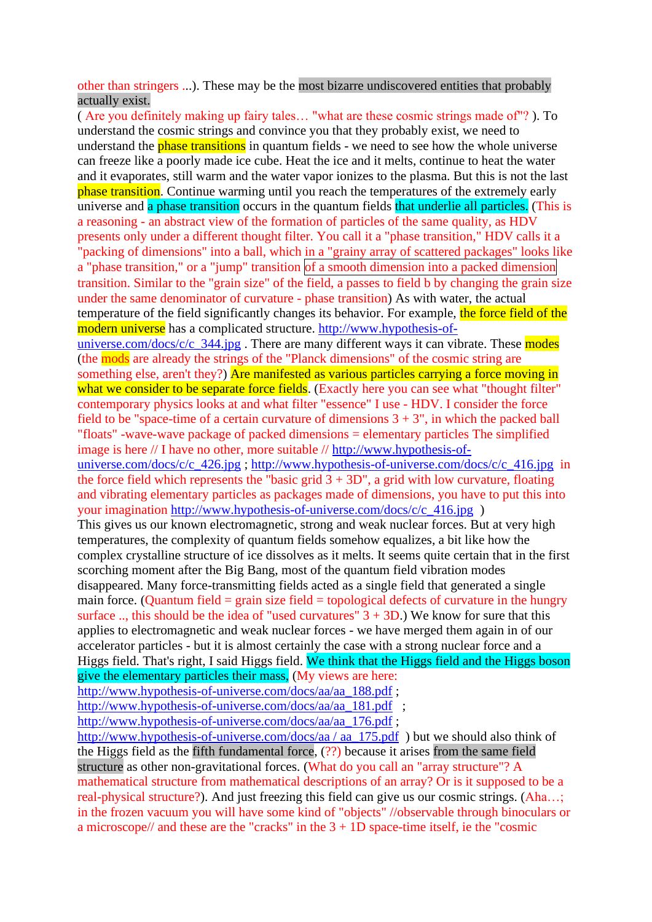other than stringers ...). These may be the most bizarre undiscovered entities that probably actually exist.

( Are you definitely making up fairy tales… "what are these cosmic strings made of"? ). To understand the cosmic strings and convince you that they probably exist, we need to understand the phase transitions in quantum fields - we need to see how the whole universe can freeze like a poorly made ice cube. Heat the ice and it melts, continue to heat the water and it evaporates, still warm and the water vapor ionizes to the plasma. But this is not the last phase transition. Continue warming until you reach the temperatures of the extremely early universe and a phase transition occurs in the quantum fields that underlie all particles. (This is a reasoning - an abstract view of the formation of particles of the same quality, as HDV presents only under a different thought filter. You call it a "phase transition," HDV calls it a "packing of dimensions" into a ball, which in a "grainy array of scattered packages" looks like a "phase transition," or a "jump" transition of a smooth dimension into a packed dimension transition. Similar to the "grain size" of the field, a passes to field b by changing the grain size under the same denominator of curvature - phase transition) As with water, the actual temperature of the field significantly changes its behavior. For example, the force field of the modern universe has a complicated structure. http://www.hypothesis-of-universe.com/docs/c/c_344.jpg . There are many different ways it can vibrate. These modes (the mods are already the strings of the "Planck dimensions" of the cosmic string are something else, aren't they?) Are manifested as various particles carrying a force moving in what we consider to be separate force fields. (Exactly here you can see what "thought filter" contemporary physics looks at and what filter "essence" I use - HDV. I consider the force field to be "space-time of a certain curvature of dimensions 3 + 3", in which the packed ball "floats" -wave-wave package of packed dimensions = elementary particles The simplified image is here // I have no other, more suitable // http://www.hypothesis-of-universe.com/docs/c/c_426.jpg ; http://www.hypothesis-of-universe.com/docs/c/c_416.jpg in the force field which represents the "basic grid 3 + 3D", a grid with low curvature, floating and vibrating elementary particles as packages made of dimensions, you have to put this into your imagination http://www.hypothesis-of-universe.com/docs/c/c_416.jpg )

This gives us our known electromagnetic, strong and weak nuclear forces. But at very high temperatures, the complexity of quantum fields somehow equalizes, a bit like how the complex crystalline structure of ice dissolves as it melts. It seems quite certain that in the first scorching moment after the Big Bang, most of the quantum field vibration modes disappeared. Many force-transmitting fields acted as a single field that generated a single main force. (Quantum field = grain size field = topological defects of curvature in the hungry surface .., this should be the idea of "used curvatures" 3 + 3D.) We know for sure that this applies to electromagnetic and weak nuclear forces - we have merged them again in of our accelerator particles - but it is almost certainly the case with a strong nuclear force and a Higgs field. That's right, I said Higgs field. We think that the Higgs field and the Higgs boson give the elementary particles their mass, (My views are here: http://www.hypothesis-of-universe.com/docs/aa/aa_188.pdf ; http://www.hypothesis-of-universe.com/docs/aa/aa_181.pdf ; http://www.hypothesis-of-universe.com/docs/aa/aa_176.pdf ; http://www.hypothesis-of-universe.com/docs/aa / aa_175.pdf ) but we should also think of the Higgs field as the fifth fundamental force, (??) because it arises from the same field structure as other non-gravitational forces. (What do you call an "array structure"? A mathematical structure from mathematical descriptions of an array? Or is it supposed to be a real-physical structure?). And just freezing this field can give us our cosmic strings. (Aha…; in the frozen vacuum you will have some kind of "objects" //observable through binoculars or a microscope// and these are the "cracks" in the 3 + 1D space-time itself, ie the "cosmic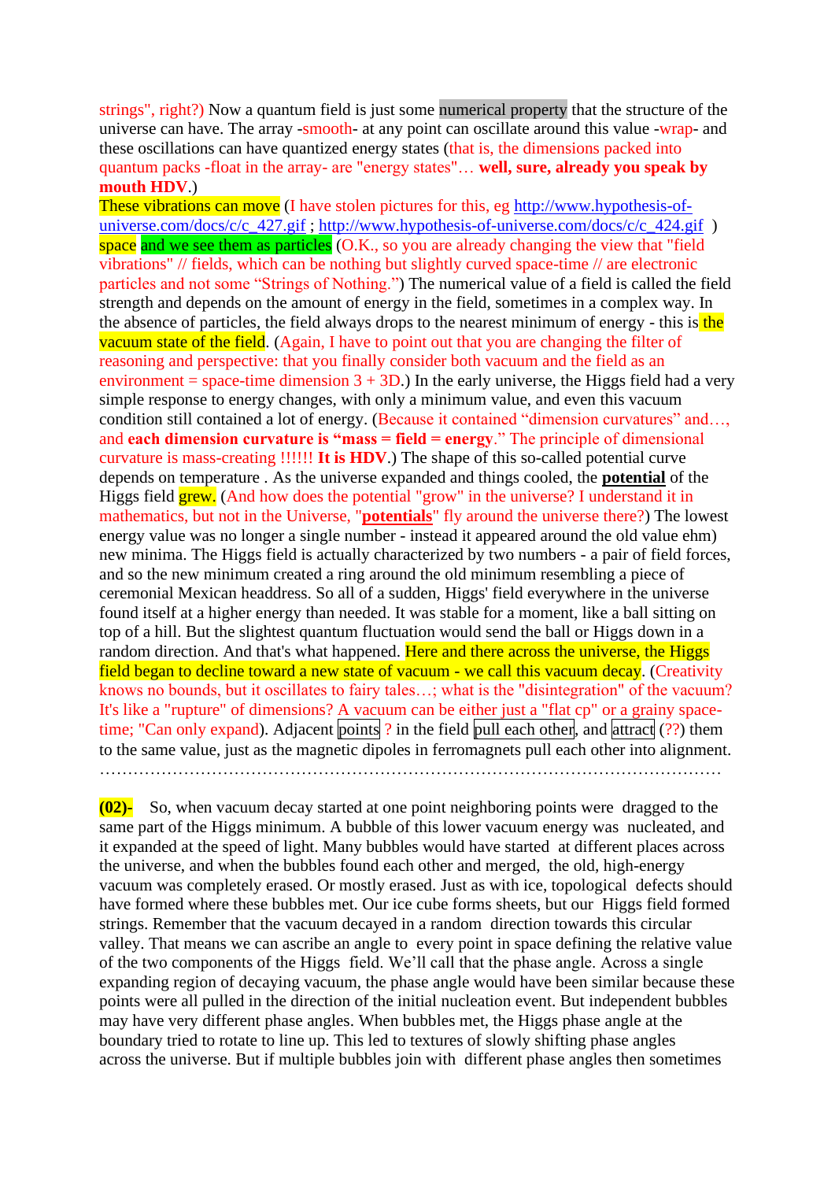strings", right?) Now a quantum field is just some numerical property that the structure of the universe can have. The array -smooth- at any point can oscillate around this value -wrap- and these oscillations can have quantized energy states (that is, the dimensions packed into quantum packs -float in the array- are "energy states"… **well, sure, already you speak by mouth HDV**.)

These vibrations can move (I have stolen pictures for this, eg http://www.hypothesis-of-universe.com/docs/c/c_427.gif ; http://www.hypothesis-of-universe.com/docs/c/c_424.gif ) space and we see them as particles (O.K., so you are already changing the view that "field vibrations" // fields, which can be nothing but slightly curved space-time // are electronic particles and not some "Strings of Nothing.") The numerical value of a field is called the field strength and depends on the amount of energy in the field, sometimes in a complex way. In the absence of particles, the field always drops to the nearest minimum of energy - this is the vacuum state of the field. (Again, I have to point out that you are changing the filter of reasoning and perspective: that you finally consider both vacuum and the field as an environment = space-time dimension 3 + 3D.) In the early universe, the Higgs field had a very simple response to energy changes, with only a minimum value, and even this vacuum condition still contained a lot of energy. (Because it contained "dimension curvatures" and…, and **each dimension curvature is "mass = field = energy**." The principle of dimensional curvature is mass-creating !!!!!! **It is HDV**.) The shape of this so-called potential curve depends on temperature . As the universe expanded and things cooled, the **potential** of the Higgs field grew. (And how does the potential "grow" in the universe? I understand it in mathematics, but not in the Universe, "**potentials**" fly around the universe there?) The lowest energy value was no longer a single number - instead it appeared around the old value ehm) new minima. The Higgs field is actually characterized by two numbers - a pair of field forces, and so the new minimum created a ring around the old minimum resembling a piece of ceremonial Mexican headdress. So all of a sudden, Higgs' field everywhere in the universe found itself at a higher energy than needed. It was stable for a moment, like a ball sitting on top of a hill. But the slightest quantum fluctuation would send the ball or Higgs down in a random direction. And that's what happened. Here and there across the universe, the Higgs field began to decline toward a new state of vacuum - we call this vacuum decay. (Creativity knows no bounds, but it oscillates to fairy tales…; what is the "disintegration" of the vacuum? It's like a "rupture" of dimensions? A vacuum can be either just a "flat cp" or a grainy space-time; "Can only expand). Adjacent points in the field pull each other, and attract (??) them to the same value, just as the magnetic dipoles in ferromagnets pull each other into alignment.

……………………………………………………………………………………………………

**(02)-** So, when vacuum decay started at one point neighboring points were dragged to the same part of the Higgs minimum. A bubble of this lower vacuum energy was nucleated, and it expanded at the speed of light. Many bubbles would have started at different places across the universe, and when the bubbles found each other and merged, the old, high-energy vacuum was completely erased. Or mostly erased. Just as with ice, topological defects should have formed where these bubbles met. Our ice cube forms sheets, but our Higgs field formed strings. Remember that the vacuum decayed in a random direction towards this circular valley. That means we can ascribe an angle to every point in space defining the relative value of the two components of the Higgs field. We'll call that the phase angle. Across a single expanding region of decaying vacuum, the phase angle would have been similar because these points were all pulled in the direction of the initial nucleation event. But independent bubbles may have very different phase angles. When bubbles met, the Higgs phase angle at the boundary tried to rotate to line up. This led to textures of slowly shifting phase angles across the universe. But if multiple bubbles join with different phase angles then sometimes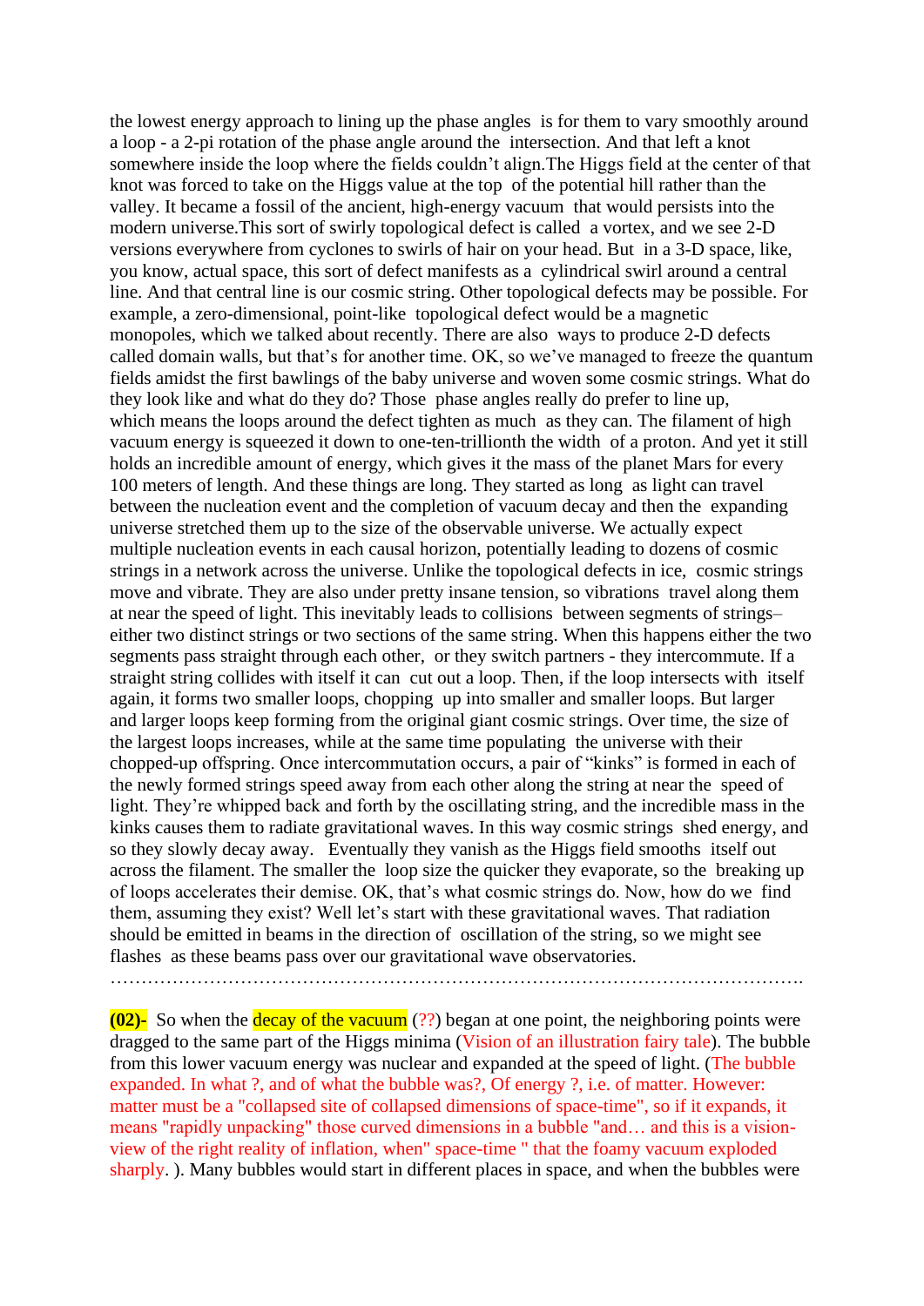the lowest energy approach to lining up the phase angles is for them to vary smoothly around a loop - a 2-pi rotation of the phase angle around the intersection. And that left a knot somewhere inside the loop where the fields couldn't align.The Higgs field at the center of that knot was forced to take on the Higgs value at the top of the potential hill rather than the valley. It became a fossil of the ancient, high-energy vacuum that would persists into the modern universe.This sort of swirly topological defect is called a vortex, and we see 2-D versions everywhere from cyclones to swirls of hair on your head. But in a 3-D space, like, you know, actual space, this sort of defect manifests as a cylindrical swirl around a central line. And that central line is our cosmic string. Other topological defects may be possible. For example, a zero-dimensional, point-like topological defect would be a magnetic monopoles, which we talked about recently. There are also ways to produce 2-D defects called domain walls, but that's for another time. OK, so we've managed to freeze the quantum fields amidst the first bawlings of the baby universe and woven some cosmic strings. What do they look like and what do they do? Those phase angles really do prefer to line up, which means the loops around the defect tighten as much as they can. The filament of high vacuum energy is squeezed it down to one-ten-trillionth the width of a proton. And yet it still holds an incredible amount of energy, which gives it the mass of the planet Mars for every 100 meters of length. And these things are long. They started as long as light can travel between the nucleation event and the completion of vacuum decay and then the expanding universe stretched them up to the size of the observable universe. We actually expect multiple nucleation events in each causal horizon, potentially leading to dozens of cosmic strings in a network across the universe. Unlike the topological defects in ice, cosmic strings move and vibrate. They are also under pretty insane tension, so vibrations travel along them at near the speed of light. This inevitably leads to collisions between segments of strings– either two distinct strings or two sections of the same string. When this happens either the two segments pass straight through each other, or they switch partners - they intercommute. If a straight string collides with itself it can cut out a loop. Then, if the loop intersects with itself again, it forms two smaller loops, chopping up into smaller and smaller loops. But larger and larger loops keep forming from the original giant cosmic strings. Over time, the size of the largest loops increases, while at the same time populating the universe with their chopped-up offspring. Once intercommutation occurs, a pair of "kinks" is formed in each of the newly formed strings speed away from each other along the string at near the speed of light. They're whipped back and forth by the oscillating string, and the incredible mass in the kinks causes them to radiate gravitational waves. In this way cosmic strings shed energy, and so they slowly decay away. Eventually they vanish as the Higgs field smooths itself out across the filament. The smaller the loop size the quicker they evaporate, so the breaking up of loops accelerates their demise. OK, that's what cosmic strings do. Now, how do we find them, assuming they exist? Well let's start with these gravitational waves. That radiation should be emitted in beams in the direction of oscillation of the string, so we might see flashes as these beams pass over our gravitational wave observatories.
…………………………………………………………………………………………………….

**(02)-** So when the decay of the vacuum (??) began at one point, the neighboring points were dragged to the same part of the Higgs minima (Vision of an illustration fairy tale). The bubble from this lower vacuum energy was nuclear and expanded at the speed of light. (The bubble expanded. In what ?, and of what the bubble was?, Of energy ?, i.e. of matter. However: matter must be a "collapsed site of collapsed dimensions of space-time", so if it expands, it means "rapidly unpacking" those curved dimensions in a bubble "and… and this is a vision-view of the right reality of inflation, when" space-time " that the foamy vacuum exploded sharply. ). Many bubbles would start in different places in space, and when the bubbles were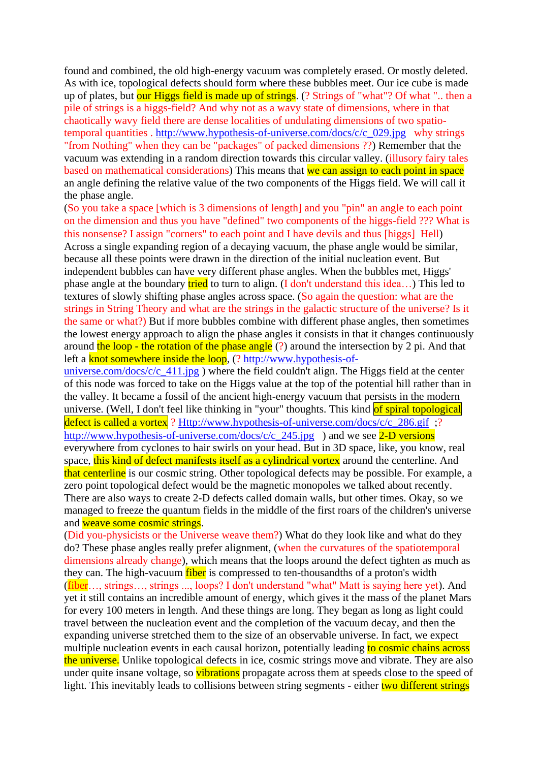found and combined, the old high-energy vacuum was completely erased. Or mostly deleted. As with ice, topological defects should form where these bubbles meet. Our ice cube is made up of plates, but our Higgs field is made up of strings. (? Strings of "what"? Of what ".. then a pile of strings is a higgs-field? And why not as a wavy state of dimensions, where in that chaotically wavy field there are dense localities of undulating dimensions of two spatio-temporal quantities . http://www.hypothesis-of-universe.com/docs/c/c_029.jpg why strings "from Nothing" when they can be "packages" of packed dimensions ??) Remember that the vacuum was extending in a random direction towards this circular valley. (illusory fairy tales based on mathematical considerations) This means that we can assign to each point in space an angle defining the relative value of the two components of the Higgs field. We will call it the phase angle.

(So you take a space [which is 3 dimensions of length] and you "pin" an angle to each point on the dimension and thus you have "defined" two components of the higgs-field ??? What is this nonsense? I assign "corners" to each point and I have devils and thus [higgs] Hell)

Across a single expanding region of a decaying vacuum, the phase angle would be similar, because all these points were drawn in the direction of the initial nucleation event. But independent bubbles can have very different phase angles. When the bubbles met, Higgs' phase angle at the boundary tried to turn to align. (I don't understand this idea…) This led to textures of slowly shifting phase angles across space. (So again the question: what are the strings in String Theory and what are the strings in the galactic structure of the universe? Is it the same or what?) But if more bubbles combine with different phase angles, then sometimes the lowest energy approach to align the phase angles it consists in that it changes continuously around the loop - the rotation of the phase angle (?) around the intersection by 2 pi. And that left a knot somewhere inside the loop, (? http://www.hypothesis-of-universe.com/docs/c/c_411.jpg ) where the field couldn't align. The Higgs field at the center of this node was forced to take on the Higgs value at the top of the potential hill rather than in the valley. It became a fossil of the ancient high-energy vacuum that persists in the modern universe. (Well, I don't feel like thinking in "your" thoughts. This kind of spiral topological defect is called a vortex ? Http://www.hypothesis-of-universe.com/docs/c/c_286.gif ;? http://www.hypothesis-of-universe.com/docs/c/c_245.jpg ) and we see 2-D versions everywhere from cyclones to hair swirls on your head. But in 3D space, like, you know, real space, this kind of defect manifests itself as a cylindrical vortex around the centerline. And that centerline is our cosmic string. Other topological defects may be possible. For example, a zero point topological defect would be the magnetic monopoles we talked about recently. There are also ways to create 2-D defects called domain walls, but other times. Okay, so we managed to freeze the quantum fields in the middle of the first roars of the children's universe and weave some cosmic strings.

(Did you-physicists or the Universe weave them?) What do they look like and what do they do? These phase angles really prefer alignment, (when the curvatures of the spatiotemporal dimensions already change), which means that the loops around the defect tighten as much as they can. The high-vacuum fiber is compressed to ten-thousandths of a proton's width (fiber…, strings…, strings ..., loops? I don't understand "what" Matt is saying here yet). And yet it still contains an incredible amount of energy, which gives it the mass of the planet Mars for every 100 meters in length. And these things are long. They began as long as light could travel between the nucleation event and the completion of the vacuum decay, and then the expanding universe stretched them to the size of an observable universe. In fact, we expect multiple nucleation events in each causal horizon, potentially leading to cosmic chains across the universe. Unlike topological defects in ice, cosmic strings move and vibrate. They are also under quite insane voltage, so vibrations propagate across them at speeds close to the speed of light. This inevitably leads to collisions between string segments - either two different strings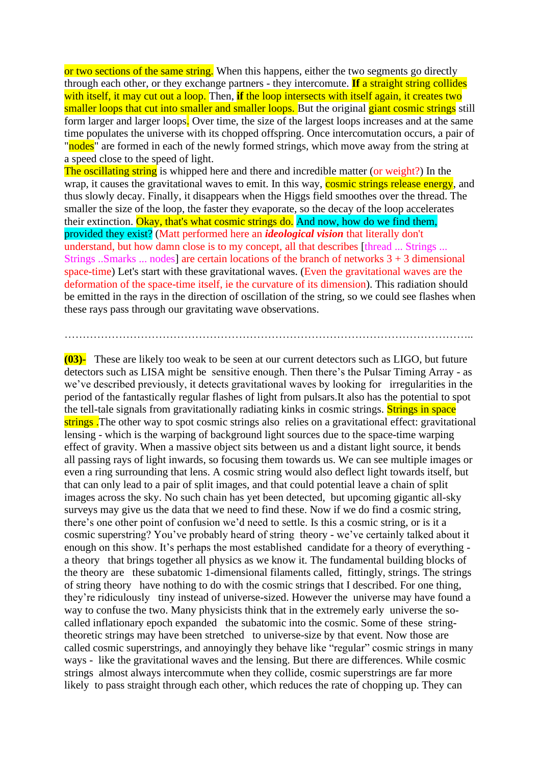or two sections of the same string. When this happens, either the two segments go directly through each other, or they exchange partners - they intercomute. **If** a straight string collides with itself, it may cut out a loop. Then, **if** the loop intersects with itself again, it creates two smaller loops that cut into smaller and smaller loops. But the original giant cosmic strings still form larger and larger loops. Over time, the size of the largest loops increases and at the same time populates the universe with its chopped offspring. Once intercomutation occurs, a pair of "nodes" are formed in each of the newly formed strings, which move away from the string at a speed close to the speed of light.

The oscillating string is whipped here and there and incredible matter (or weight?) In the wrap, it causes the gravitational waves to emit. In this way, cosmic strings release energy, and thus slowly decay. Finally, it disappears when the Higgs field smoothes over the thread. The smaller the size of the loop, the faster they evaporate, so the decay of the loop accelerates their extinction. Okay, that's what cosmic strings do. And now, how do we find them, provided they exist? (Matt performed here an ***ideological vision*** that literally don't understand, but how damn close is to my concept, all that describes [thread ... Strings ... Strings ..Smarks ... nodes] are certain locations of the branch of networks 3 + 3 dimensional space-time) Let's start with these gravitational waves. (Even the gravitational waves are the deformation of the space-time itself, ie the curvature of its dimension). This radiation should be emitted in the rays in the direction of oscillation of the string, so we could see flashes when these rays pass through our gravitating wave observations.

……………………………………………………………………………………………………..

**(03)-** These are likely too weak to be seen at our current detectors such as LIGO, but future detectors such as LISA might be sensitive enough. Then there's the Pulsar Timing Array - as we've described previously, it detects gravitational waves by looking for irregularities in the period of the fantastically regular flashes of light from pulsars.It also has the potential to spot the tell-tale signals from gravitationally radiating kinks in cosmic strings. Strings in space strings .The other way to spot cosmic strings also relies on a gravitational effect: gravitational lensing - which is the warping of background light sources due to the space-time warping effect of gravity. When a massive object sits between us and a distant light source, it bends all passing rays of light inwards, so focusing them towards us. We can see multiple images or even a ring surrounding that lens. A cosmic string would also deflect light towards itself, but that can only lead to a pair of split images, and that could potential leave a chain of split images across the sky. No such chain has yet been detected, but upcoming gigantic all-sky surveys may give us the data that we need to find these. Now if we do find a cosmic string, there's one other point of confusion we'd need to settle. Is this a cosmic string, or is it a cosmic superstring? You've probably heard of string theory - we've certainly talked about it enough on this show. It's perhaps the most established candidate for a theory of everything - a theory that brings together all physics as we know it. The fundamental building blocks of the theory are these subatomic 1-dimensional filaments called, fittingly, strings. The strings of string theory have nothing to do with the cosmic strings that I described. For one thing, they're ridiculously tiny instead of universe-sized. However the universe may have found a way to confuse the two. Many physicists think that in the extremely early universe the so-called inflationary epoch expanded the subatomic into the cosmic. Some of these string-theoretic strings may have been stretched to universe-size by that event. Now those are called cosmic superstrings, and annoyingly they behave like "regular" cosmic strings in many ways - like the gravitational waves and the lensing. But there are differences. While cosmic strings almost always intercommute when they collide, cosmic superstrings are far more likely to pass straight through each other, which reduces the rate of chopping up. They can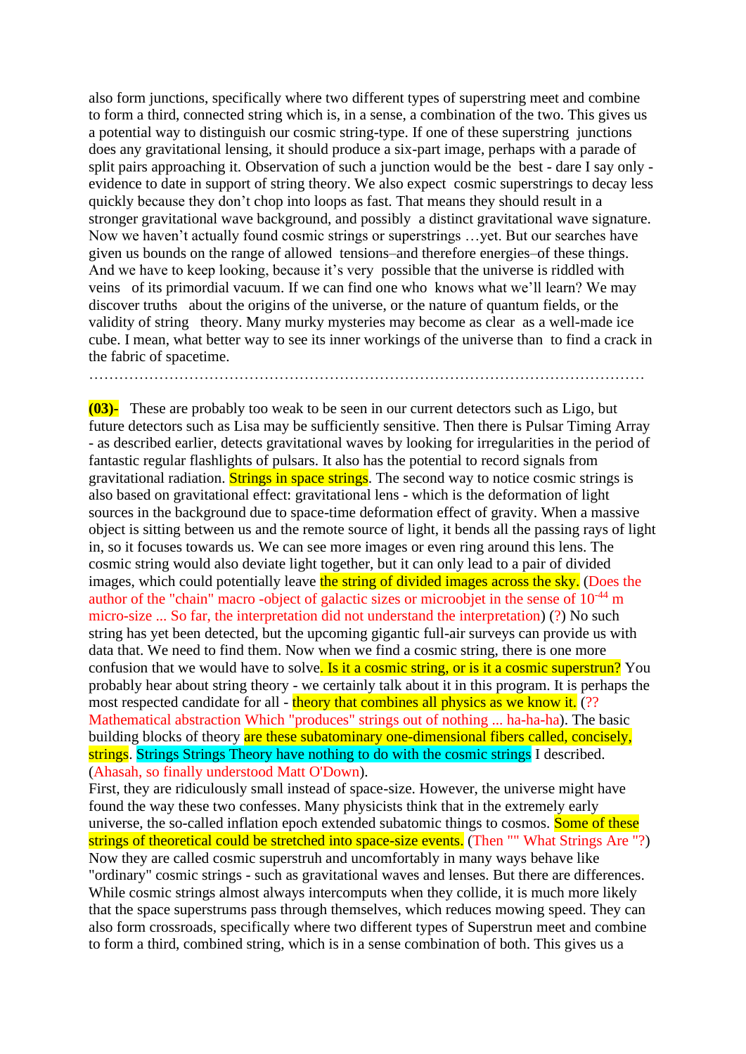also form junctions, specifically where two different types of superstring meet and combine to form a third, connected string which is, in a sense, a combination of the two. This gives us a potential way to distinguish our cosmic string-type. If one of these superstring junctions does any gravitational lensing, it should produce a six-part image, perhaps with a parade of split pairs approaching it. Observation of such a junction would be the best - dare I say only - evidence to date in support of string theory. We also expect cosmic superstrings to decay less quickly because they don't chop into loops as fast. That means they should result in a stronger gravitational wave background, and possibly a distinct gravitational wave signature. Now we haven't actually found cosmic strings or superstrings …yet. But our searches have given us bounds on the range of allowed tensions–and therefore energies–of these things. And we have to keep looking, because it's very possible that the universe is riddled with veins of its primordial vacuum. If we can find one who knows what we'll learn? We may discover truths about the origins of the universe, or the nature of quantum fields, or the validity of string theory. Many murky mysteries may become as clear as a well-made ice cube. I mean, what better way to see its inner workings of the universe than to find a crack in the fabric of spacetime.

…………………………………………………………………………………………………

**(03)-** These are probably too weak to be seen in our current detectors such as Ligo, but future detectors such as Lisa may be sufficiently sensitive. Then there is Pulsar Timing Array - as described earlier, detects gravitational waves by looking for irregularities in the period of fantastic regular flashlights of pulsars. It also has the potential to record signals from gravitational radiation. Strings in space strings. The second way to notice cosmic strings is also based on gravitational effect: gravitational lens - which is the deformation of light sources in the background due to space-time deformation effect of gravity. When a massive object is sitting between us and the remote source of light, it bends all the passing rays of light in, so it focuses towards us. We can see more images or even ring around this lens. The cosmic string would also deviate light together, but it can only lead to a pair of divided images, which could potentially leave the string of divided images across the sky. (Does the author of the "chain" macro -object of galactic sizes or microobjet in the sense of $10^{-44}$ m micro-size ... So far, the interpretation did not understand the interpretation) (?) No such string has yet been detected, but the upcoming gigantic full-air surveys can provide us with data that. We need to find them. Now when we find a cosmic string, there is one more confusion that we would have to solve. Is it a cosmic string, or is it a cosmic superstrun? You probably hear about string theory - we certainly talk about it in this program. It is perhaps the most respected candidate for all - theory that combines all physics as we know it. (?? Mathematical abstraction Which "produces" strings out of nothing ... ha-ha-ha). The basic building blocks of theory are these subatominary one-dimensional fibers called, concisely, strings. Strings Strings Theory have nothing to do with the cosmic strings I described. (Ahasah, so finally understood Matt O'Down).

First, they are ridiculously small instead of space-size. However, the universe might have found the way these two confesses. Many physicists think that in the extremely early universe, the so-called inflation epoch extended subatomic things to cosmos. Some of these strings of theoretical could be stretched into space-size events. (Then "" What Strings Are "?) Now they are called cosmic superstruh and uncomfortably in many ways behave like "ordinary" cosmic strings - such as gravitational waves and lenses. But there are differences. While cosmic strings almost always intercomputs when they collide, it is much more likely that the space superstrums pass through themselves, which reduces mowing speed. They can also form crossroads, specifically where two different types of Superstrun meet and combine to form a third, combined string, which is in a sense combination of both. This gives us a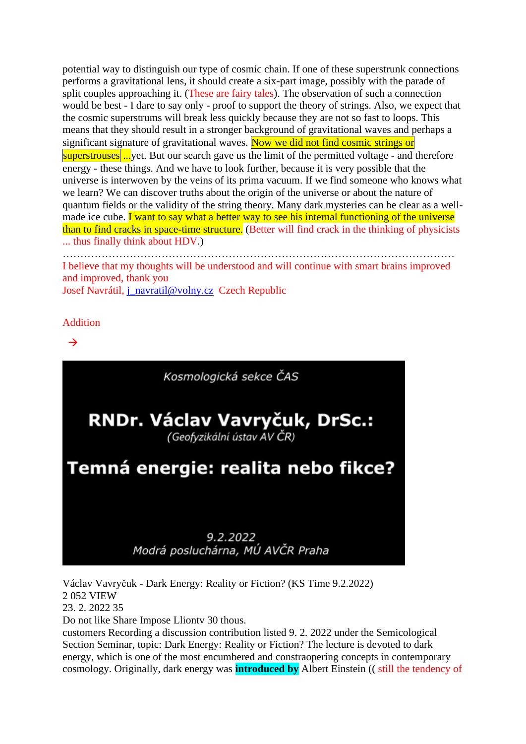potential way to distinguish our type of cosmic chain. If one of these superstrunk connections performs a gravitational lens, it should create a six-part image, possibly with the parade of split couples approaching it. (These are fairy tales). The observation of such a connection would be best - I dare to say only - proof to support the theory of strings. Also, we expect that the cosmic superstrums will break less quickly because they are not so fast to loops. This means that they should result in a stronger background of gravitational waves and perhaps a significant signature of gravitational waves. Now we did not find cosmic strings or superstrouses ...yet. But our search gave us the limit of the permitted voltage - and therefore energy - these things. And we have to look further, because it is very possible that the universe is interwoven by the veins of its prima vacuum. If we find someone who knows what we learn? We can discover truths about the origin of the universe or about the nature of quantum fields or the validity of the string theory. Many dark mysteries can be clear as a well-made ice cube. I want to say what a better way to see his internal functioning of the universe than to find cracks in space-time structure. (Better will find crack in the thinking of physicists ... thus finally think about HDV.)

……………………………………………………………………………………………………

I believe that my thoughts will be understood and will continue with smart brains improved and improved, thank you

Josef Navrátil, j_navratil@volny.cz Czech Republic

Addition

→

Kosmologická sekce ČAS

**RNDr. Václav Vavryčuk, DrSc.:**

(Geofyzikální ústav AV ČR)

**Temná energie: realita nebo fikce?**

9.2.2022

Modrá posluchárna, MÚ AVČR Praha

Václav Vavryčuk - Dark Energy: Reality or Fiction? (KS Time 9.2.2022)
2 052 VIEW
23. 2. 2022 35
Do not like Share Impose Lliontv 30 thous.
customers Recording a discussion contribution listed 9. 2. 2022 under the Semicological Section Seminar, topic: Dark Energy: Reality or Fiction? The lecture is devoted to dark energy, which is one of the most encumbered and constraopering concepts in contemporary cosmology. Originally, dark energy was **introduced by** Albert Einstein (( still the tendency of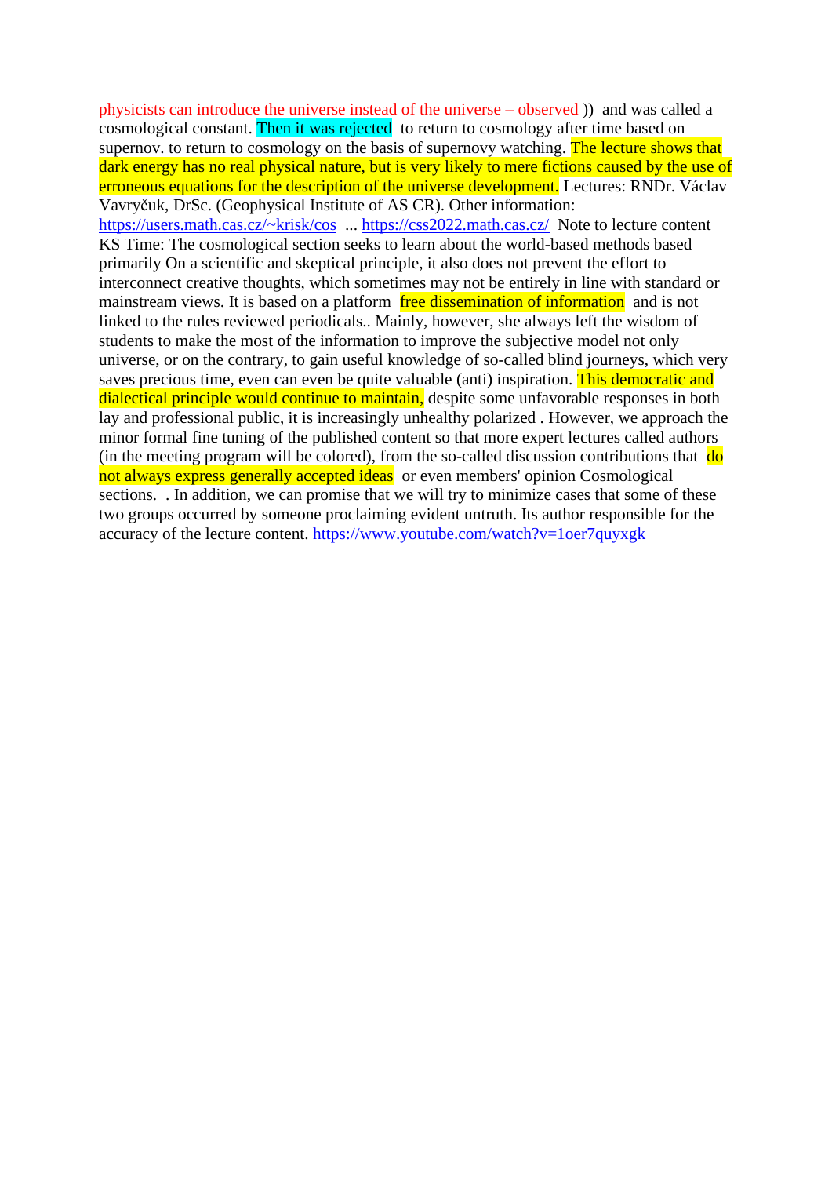physicists can introduce the universe instead of the universe – observed )) and was called a cosmological constant. Then it was rejected to return to cosmology after time based on supernov. to return to cosmology on the basis of supernovy watching. The lecture shows that dark energy has no real physical nature, but is very likely to mere fictions caused by the use of erroneous equations for the description of the universe development. Lectures: RNDr. Václav Vavryčuk, DrSc. (Geophysical Institute of AS CR). Other information: https://users.math.cas.cz/~krisk/cos ... https://css2022.math.cas.cz/ Note to lecture content KS Time: The cosmological section seeks to learn about the world-based methods based primarily On a scientific and skeptical principle, it also does not prevent the effort to interconnect creative thoughts, which sometimes may not be entirely in line with standard or mainstream views. It is based on a platform free dissemination of information and is not linked to the rules reviewed periodicals.. Mainly, however, she always left the wisdom of students to make the most of the information to improve the subjective model not only universe, or on the contrary, to gain useful knowledge of so-called blind journeys, which very saves precious time, even can even be quite valuable (anti) inspiration. This democratic and dialectical principle would continue to maintain, despite some unfavorable responses in both lay and professional public, it is increasingly unhealthy polarized . However, we approach the minor formal fine tuning of the published content so that more expert lectures called authors (in the meeting program will be colored), from the so-called discussion contributions that do not always express generally accepted ideas or even members' opinion Cosmological sections. . In addition, we can promise that we will try to minimize cases that some of these two groups occurred by someone proclaiming evident untruth. Its author responsible for the accuracy of the lecture content. https://www.youtube.com/watch?v=1oer7quyxgk